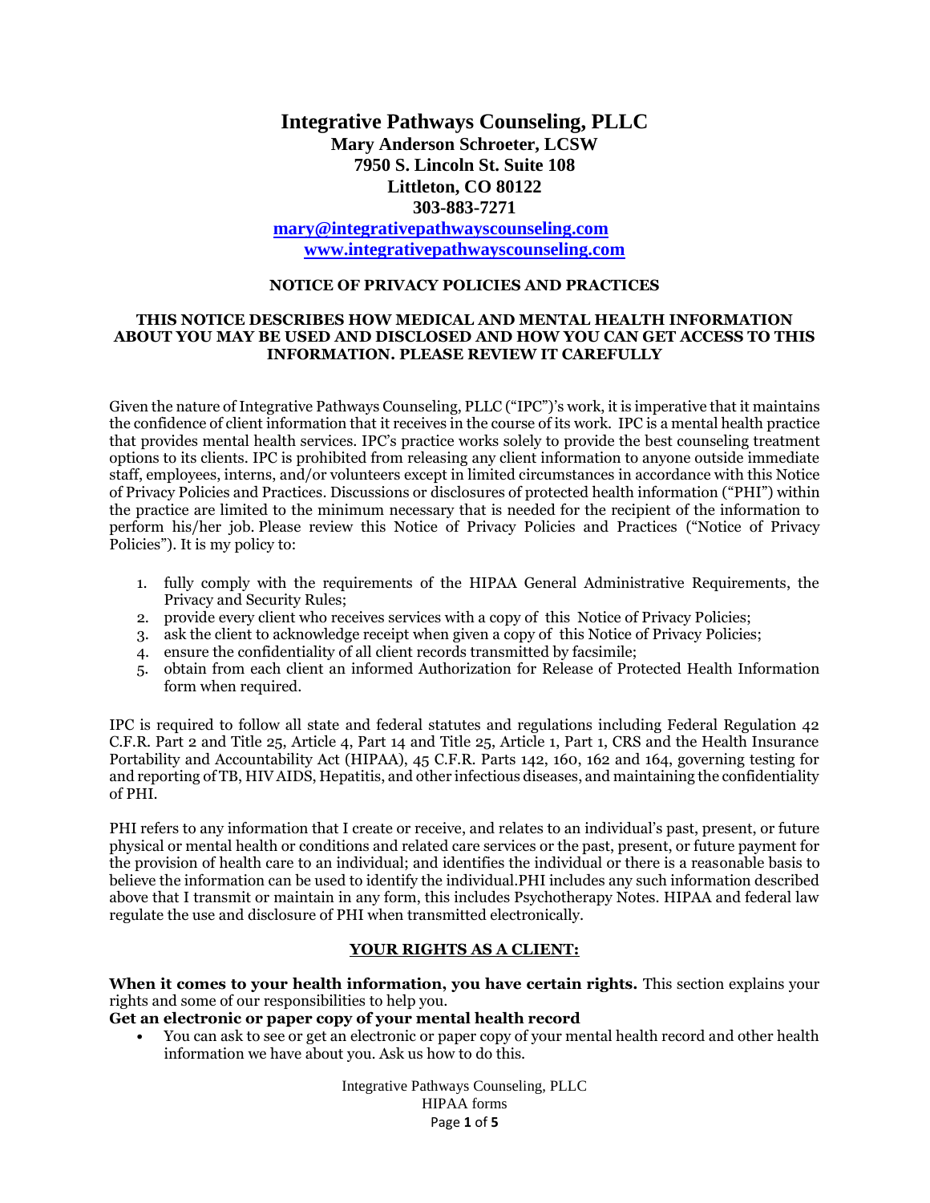# Integrative Pathways Counseling, PLLC

**Mary Anderson Schroeter, LCSW**
**7950 S. Lincoln St. Suite 108**
**Littleton, CO 80122**
**303-883-7271**
**mary@integrativepathwayscounseling.com**
**www.integrativepathwayscounseling.com**

## NOTICE OF PRIVACY POLICIES AND PRACTICES

**THIS NOTICE DESCRIBES HOW MEDICAL AND MENTAL HEALTH INFORMATION ABOUT YOU MAY BE USED AND DISCLOSED AND HOW YOU CAN GET ACCESS TO THIS INFORMATION. PLEASE REVIEW IT CAREFULLY**

Given the nature of Integrative Pathways Counseling, PLLC ("IPC")'s work, it is imperative that it maintains the confidence of client information that it receives in the course of its work. IPC is a mental health practice that provides mental health services. IPC's practice works solely to provide the best counseling treatment options to its clients. IPC is prohibited from releasing any client information to anyone outside immediate staff, employees, interns, and/or volunteers except in limited circumstances in accordance with this Notice of Privacy Policies and Practices. Discussions or disclosures of protected health information ("PHI") within the practice are limited to the minimum necessary that is needed for the recipient of the information to perform his/her job. Please review this Notice of Privacy Policies and Practices ("Notice of Privacy Policies"). It is my policy to:

1. fully comply with the requirements of the HIPAA General Administrative Requirements, the Privacy and Security Rules;
2. provide every client who receives services with a copy of this Notice of Privacy Policies;
3. ask the client to acknowledge receipt when given a copy of this Notice of Privacy Policies;
4. ensure the confidentiality of all client records transmitted by facsimile;
5. obtain from each client an informed Authorization for Release of Protected Health Information form when required.

IPC is required to follow all state and federal statutes and regulations including Federal Regulation 42 C.F.R. Part 2 and Title 25, Article 4, Part 14 and Title 25, Article 1, Part 1, CRS and the Health Insurance Portability and Accountability Act (HIPAA), 45 C.F.R. Parts 142, 160, 162 and 164, governing testing for and reporting of TB, HIV AIDS, Hepatitis, and other infectious diseases, and maintaining the confidentiality of PHI.

PHI refers to any information that I create or receive, and relates to an individual's past, present, or future physical or mental health or conditions and related care services or the past, present, or future payment for the provision of health care to an individual; and identifies the individual or there is a reasonable basis to believe the information can be used to identify the individual.PHI includes any such information described above that I transmit or maintain in any form, this includes Psychotherapy Notes. HIPAA and federal law regulate the use and disclosure of PHI when transmitted electronically.

## YOUR RIGHTS AS A CLIENT:

**When it comes to your health information, you have certain rights.** This section explains your rights and some of our responsibilities to help you.

**Get an electronic or paper copy of your mental health record**

- You can ask to see or get an electronic or paper copy of your mental health record and other health information we have about you. Ask us how to do this.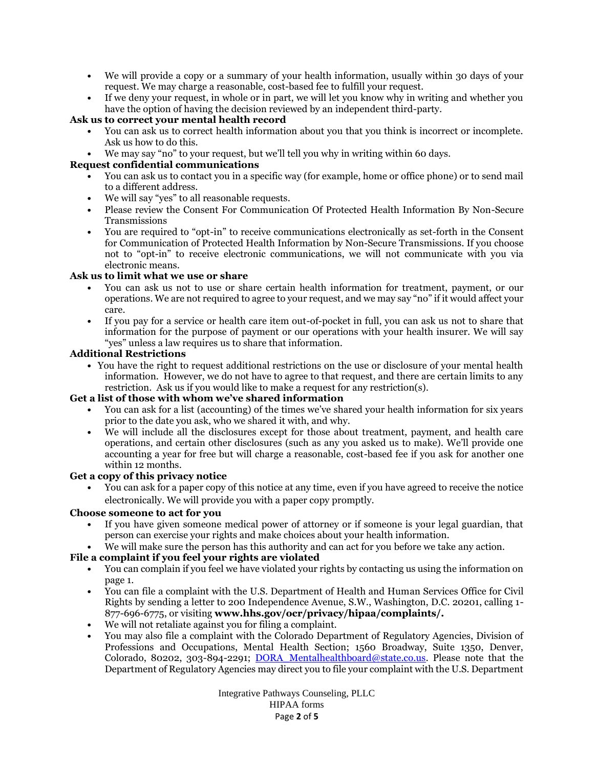- We will provide a copy or a summary of your health information, usually within 30 days of your request. We may charge a reasonable, cost-based fee to fulfill your request.
- If we deny your request, in whole or in part, we will let you know why in writing and whether you have the option of having the decision reviewed by an independent third-party.

**Ask us to correct your mental health record**

- You can ask us to correct health information about you that you think is incorrect or incomplete. Ask us how to do this.
- We may say "no" to your request, but we'll tell you why in writing within 60 days.

**Request confidential communications**

- You can ask us to contact you in a specific way (for example, home or office phone) or to send mail to a different address.
- We will say "yes" to all reasonable requests.
- Please review the Consent For Communication Of Protected Health Information By Non-Secure Transmissions
- You are required to "opt-in" to receive communications electronically as set-forth in the Consent for Communication of Protected Health Information by Non-Secure Transmissions. If you choose not to "opt-in" to receive electronic communications, we will not communicate with you via electronic means.

**Ask us to limit what we use or share**

- You can ask us not to use or share certain health information for treatment, payment, or our operations. We are not required to agree to your request, and we may say "no" if it would affect your care.
- If you pay for a service or health care item out-of-pocket in full, you can ask us not to share that information for the purpose of payment or our operations with your health insurer. We will say "yes" unless a law requires us to share that information.

**Additional Restrictions**

- You have the right to request additional restrictions on the use or disclosure of your mental health information. However, we do not have to agree to that request, and there are certain limits to any restriction. Ask us if you would like to make a request for any restriction(s).

**Get a list of those with whom we've shared information**

- You can ask for a list (accounting) of the times we've shared your health information for six years prior to the date you ask, who we shared it with, and why.
- We will include all the disclosures except for those about treatment, payment, and health care operations, and certain other disclosures (such as any you asked us to make). We'll provide one accounting a year for free but will charge a reasonable, cost-based fee if you ask for another one within 12 months.

**Get a copy of this privacy notice**

- You can ask for a paper copy of this notice at any time, even if you have agreed to receive the notice electronically. We will provide you with a paper copy promptly.

**Choose someone to act for you**

- If you have given someone medical power of attorney or if someone is your legal guardian, that person can exercise your rights and make choices about your health information.
- We will make sure the person has this authority and can act for you before we take any action.

**File a complaint if you feel your rights are violated**

- You can complain if you feel we have violated your rights by contacting us using the information on page 1.
- You can file a complaint with the U.S. Department of Health and Human Services Office for Civil Rights by sending a letter to 200 Independence Avenue, S.W., Washington, D.C. 20201, calling 1-877-696-6775, or visiting **www.hhs.gov/ocr/privacy/hipaa/complaints/.**
- We will not retaliate against you for filing a complaint.
- You may also file a complaint with the Colorado Department of Regulatory Agencies, Division of Professions and Occupations, Mental Health Section; 1560 Broadway, Suite 1350, Denver, Colorado, 80202, 303-894-2291; DORA_Mentalhealthboard@state.co.us. Please note that the Department of Regulatory Agencies may direct you to file your complaint with the U.S. Department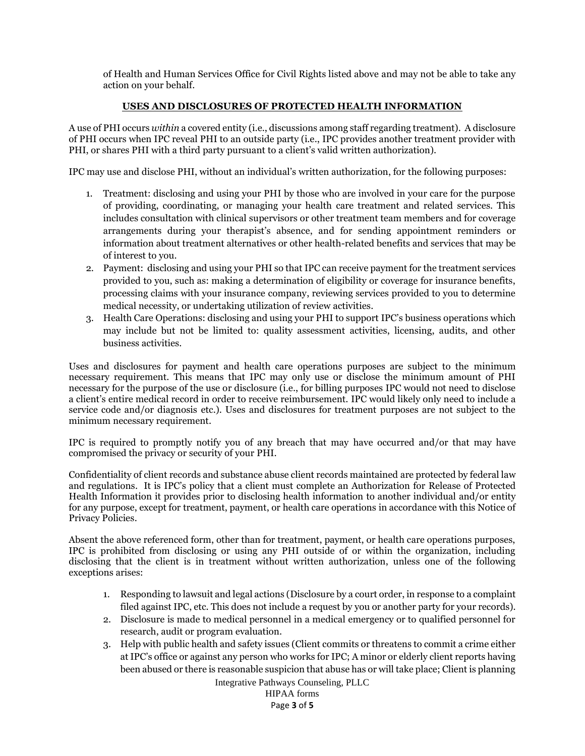of Health and Human Services Office for Civil Rights listed above and may not be able to take any action on your behalf.

## USES AND DISCLOSURES OF PROTECTED HEALTH INFORMATION

A use of PHI occurs *within* a covered entity (i.e., discussions among staff regarding treatment). A disclosure of PHI occurs when IPC reveal PHI to an outside party (i.e., IPC provides another treatment provider with PHI, or shares PHI with a third party pursuant to a client's valid written authorization).

IPC may use and disclose PHI, without an individual's written authorization, for the following purposes:

1. Treatment: disclosing and using your PHI by those who are involved in your care for the purpose of providing, coordinating, or managing your health care treatment and related services. This includes consultation with clinical supervisors or other treatment team members and for coverage arrangements during your therapist's absence, and for sending appointment reminders or information about treatment alternatives or other health-related benefits and services that may be of interest to you.
2. Payment: disclosing and using your PHI so that IPC can receive payment for the treatment services provided to you, such as: making a determination of eligibility or coverage for insurance benefits, processing claims with your insurance company, reviewing services provided to you to determine medical necessity, or undertaking utilization of review activities.
3. Health Care Operations: disclosing and using your PHI to support IPC's business operations which may include but not be limited to: quality assessment activities, licensing, audits, and other business activities.

Uses and disclosures for payment and health care operations purposes are subject to the minimum necessary requirement. This means that IPC may only use or disclose the minimum amount of PHI necessary for the purpose of the use or disclosure (i.e., for billing purposes IPC would not need to disclose a client's entire medical record in order to receive reimbursement. IPC would likely only need to include a service code and/or diagnosis etc.). Uses and disclosures for treatment purposes are not subject to the minimum necessary requirement.

IPC is required to promptly notify you of any breach that may have occurred and/or that may have compromised the privacy or security of your PHI.

Confidentiality of client records and substance abuse client records maintained are protected by federal law and regulations. It is IPC's policy that a client must complete an Authorization for Release of Protected Health Information it provides prior to disclosing health information to another individual and/or entity for any purpose, except for treatment, payment, or health care operations in accordance with this Notice of Privacy Policies.

Absent the above referenced form, other than for treatment, payment, or health care operations purposes, IPC is prohibited from disclosing or using any PHI outside of or within the organization, including disclosing that the client is in treatment without written authorization, unless one of the following exceptions arises:

1. Responding to lawsuit and legal actions (Disclosure by a court order, in response to a complaint filed against IPC, etc. This does not include a request by you or another party for your records).
2. Disclosure is made to medical personnel in a medical emergency or to qualified personnel for research, audit or program evaluation.
3. Help with public health and safety issues (Client commits or threatens to commit a crime either at IPC's office or against any person who works for IPC; A minor or elderly client reports having been abused or there is reasonable suspicion that abuse has or will take place; Client is planning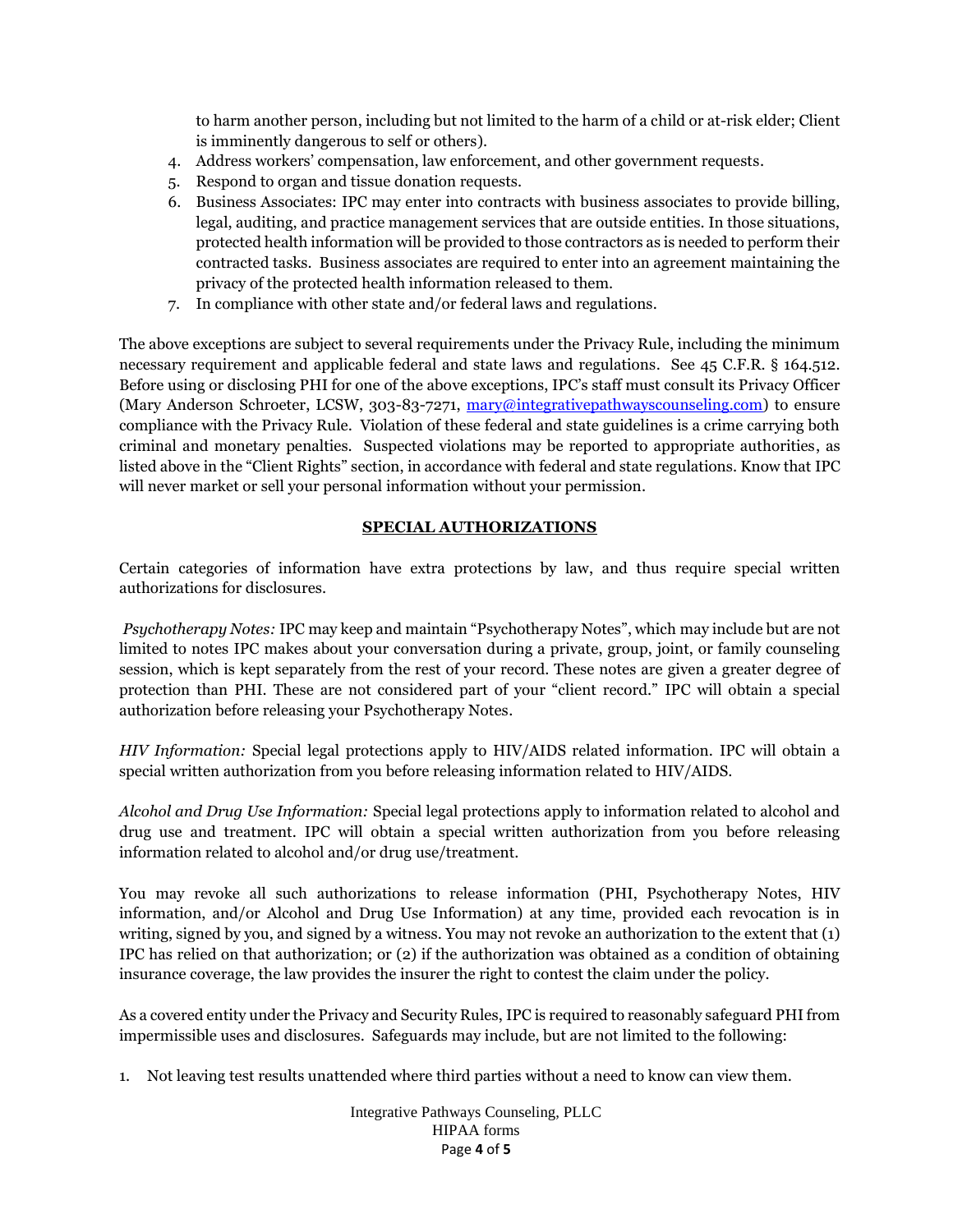to harm another person, including but not limited to the harm of a child or at-risk elder; Client is imminently dangerous to self or others).

4. Address workers' compensation, law enforcement, and other government requests.
5. Respond to organ and tissue donation requests.
6. Business Associates: IPC may enter into contracts with business associates to provide billing, legal, auditing, and practice management services that are outside entities. In those situations, protected health information will be provided to those contractors as is needed to perform their contracted tasks. Business associates are required to enter into an agreement maintaining the privacy of the protected health information released to them.
7. In compliance with other state and/or federal laws and regulations.

The above exceptions are subject to several requirements under the Privacy Rule, including the minimum necessary requirement and applicable federal and state laws and regulations. See 45 C.F.R. § 164.512. Before using or disclosing PHI for one of the above exceptions, IPC's staff must consult its Privacy Officer (Mary Anderson Schroeter, LCSW, 303-83-7271, mary@integrativepathwayscounseling.com) to ensure compliance with the Privacy Rule. Violation of these federal and state guidelines is a crime carrying both criminal and monetary penalties. Suspected violations may be reported to appropriate authorities, as listed above in the "Client Rights" section, in accordance with federal and state regulations. Know that IPC will never market or sell your personal information without your permission.

## SPECIAL AUTHORIZATIONS

Certain categories of information have extra protections by law, and thus require special written authorizations for disclosures.

*Psychotherapy Notes:* IPC may keep and maintain "Psychotherapy Notes", which may include but are not limited to notes IPC makes about your conversation during a private, group, joint, or family counseling session, which is kept separately from the rest of your record. These notes are given a greater degree of protection than PHI. These are not considered part of your "client record." IPC will obtain a special authorization before releasing your Psychotherapy Notes.

*HIV Information:* Special legal protections apply to HIV/AIDS related information. IPC will obtain a special written authorization from you before releasing information related to HIV/AIDS.

*Alcohol and Drug Use Information:* Special legal protections apply to information related to alcohol and drug use and treatment. IPC will obtain a special written authorization from you before releasing information related to alcohol and/or drug use/treatment.

You may revoke all such authorizations to release information (PHI, Psychotherapy Notes, HIV information, and/or Alcohol and Drug Use Information) at any time, provided each revocation is in writing, signed by you, and signed by a witness. You may not revoke an authorization to the extent that (1) IPC has relied on that authorization; or (2) if the authorization was obtained as a condition of obtaining insurance coverage, the law provides the insurer the right to contest the claim under the policy.

As a covered entity under the Privacy and Security Rules, IPC is required to reasonably safeguard PHI from impermissible uses and disclosures. Safeguards may include, but are not limited to the following:

1. Not leaving test results unattended where third parties without a need to know can view them.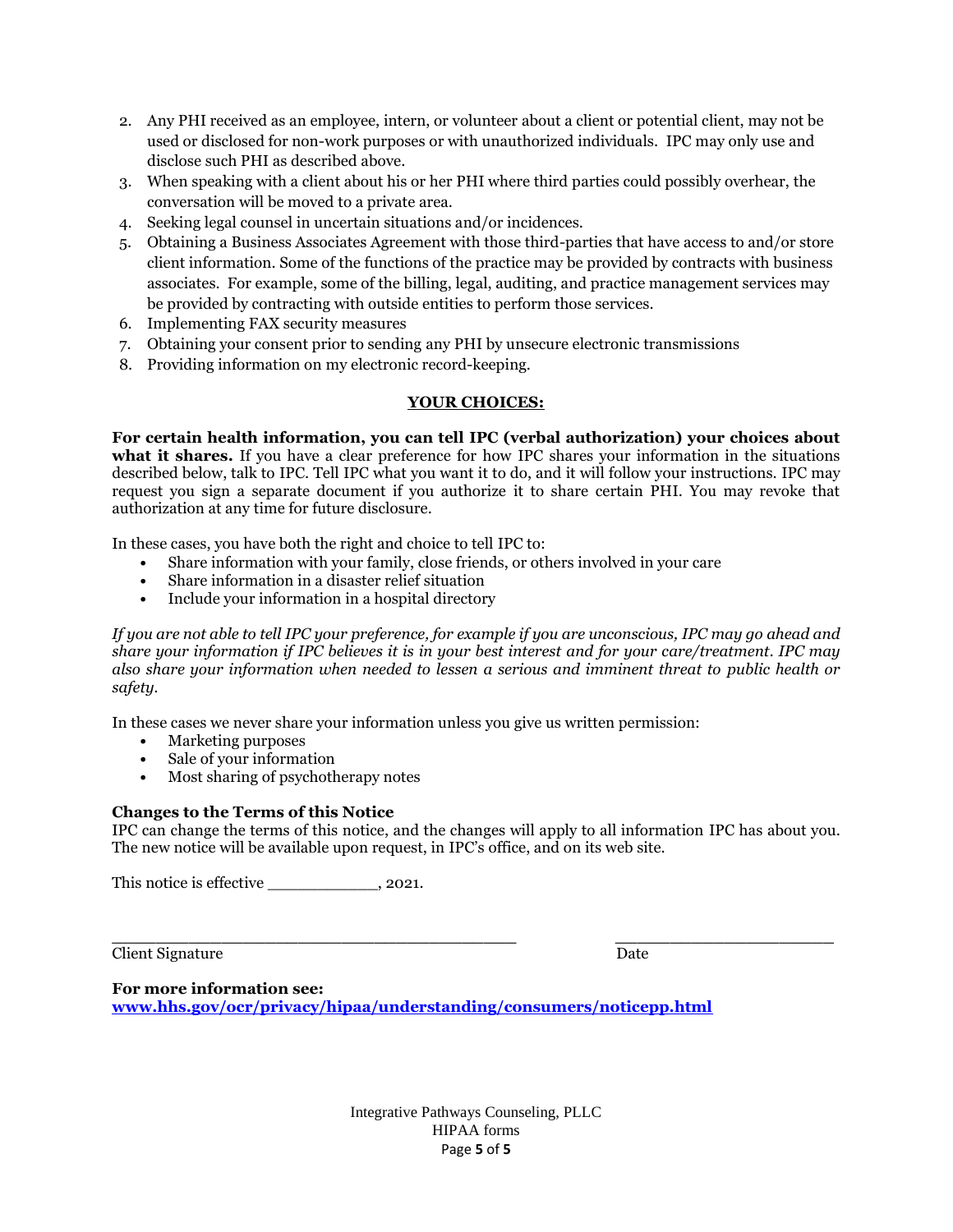2. Any PHI received as an employee, intern, or volunteer about a client or potential client, may not be used or disclosed for non-work purposes or with unauthorized individuals. IPC may only use and disclose such PHI as described above.
3. When speaking with a client about his or her PHI where third parties could possibly overhear, the conversation will be moved to a private area.
4. Seeking legal counsel in uncertain situations and/or incidences.
5. Obtaining a Business Associates Agreement with those third-parties that have access to and/or store client information. Some of the functions of the practice may be provided by contracts with business associates. For example, some of the billing, legal, auditing, and practice management services may be provided by contracting with outside entities to perform those services.
6. Implementing FAX security measures
7. Obtaining your consent prior to sending any PHI by unsecure electronic transmissions
8. Providing information on my electronic record-keeping.

## YOUR CHOICES:

**For certain health information, you can tell IPC (verbal authorization) your choices about what it shares.** If you have a clear preference for how IPC shares your information in the situations described below, talk to IPC. Tell IPC what you want it to do, and it will follow your instructions. IPC may request you sign a separate document if you authorize it to share certain PHI. You may revoke that authorization at any time for future disclosure.

In these cases, you have both the right and choice to tell IPC to:

- Share information with your family, close friends, or others involved in your care
- Share information in a disaster relief situation
- Include your information in a hospital directory

*If you are not able to tell IPC your preference, for example if you are unconscious, IPC may go ahead and share your information if IPC believes it is in your best interest and for your care/treatment. IPC may also share your information when needed to lessen a serious and imminent threat to public health or safety.*

In these cases we never share your information unless you give us written permission:

- Marketing purposes
- Sale of your information
- Most sharing of psychotherapy notes

**Changes to the Terms of this Notice**

IPC can change the terms of this notice, and the changes will apply to all information IPC has about you. The new notice will be available upon request, in IPC's office, and on its web site.

This notice is effective ___________, 2021.

_________________________________________ ______________________

Client Signature Date

**For more information see:**
**www.hhs.gov/ocr/privacy/hipaa/understanding/consumers/noticepp.html**